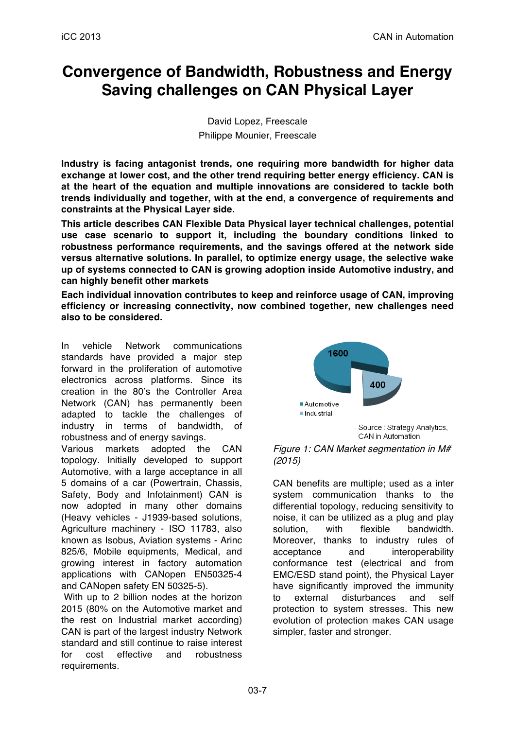# Convergence of Bandwidth, Robustness and Energy Saving challenges on CAN Physical Layer

David Lopez, Freescale
Philippe Mounier, Freescale

**Industry is facing antagonist trends, one requiring more bandwidth for higher data exchange at lower cost, and the other trend requiring better energy efficiency. CAN is at the heart of the equation and multiple innovations are considered to tackle both trends individually and together, with at the end, a convergence of requirements and constraints at the Physical Layer side.**

**This article describes CAN Flexible Data Physical layer technical challenges, potential use case scenario to support it, including the boundary conditions linked to robustness performance requirements, and the savings offered at the network side versus alternative solutions. In parallel, to optimize energy usage, the selective wake up of systems connected to CAN is growing adoption inside Automotive industry, and can highly benefit other markets**

**Each individual innovation contributes to keep and reinforce usage of CAN, improving efficiency or increasing connectivity, now combined together, new challenges need also to be considered.**

In vehicle Network communications standards have provided a major step forward in the proliferation of automotive electronics across platforms. Since its creation in the 80's the Controller Area Network (CAN) has permanently been adapted to tackle the challenges of industry in terms of bandwidth, of robustness and of energy savings.

Various markets adopted the CAN topology. Initially developed to support Automotive, with a large acceptance in all 5 domains of a car (Powertrain, Chassis, Safety, Body and Infotainment) CAN is now adopted in many other domains (Heavy vehicles - J1939-based solutions, Agriculture machinery - ISO 11783, also known as Isobus, Aviation systems - Arinc 825/6, Mobile equipments, Medical, and growing interest in factory automation applications with CANopen EN50325-4 and CANopen safety EN 50325-5).

With up to 2 billion nodes at the horizon 2015 (80% on the Automotive market and the rest on Industrial market according) CAN is part of the largest industry Network standard and still continue to raise interest for cost effective and robustness requirements.

1600

400

Automotive
Industrial

Source : Strategy Analytics, CAN in Automation

*Figure 1: CAN Market segmentation in M# (2015)*

CAN benefits are multiple; used as a inter system communication thanks to the differential topology, reducing sensitivity to noise, it can be utilized as a plug and play solution, with flexible bandwidth. Moreover, thanks to industry rules of acceptance and interoperability conformance test (electrical and from EMC/ESD stand point), the Physical Layer have significantly improved the immunity to external disturbances and self protection to system stresses. This new evolution of protection makes CAN usage simpler, faster and stronger.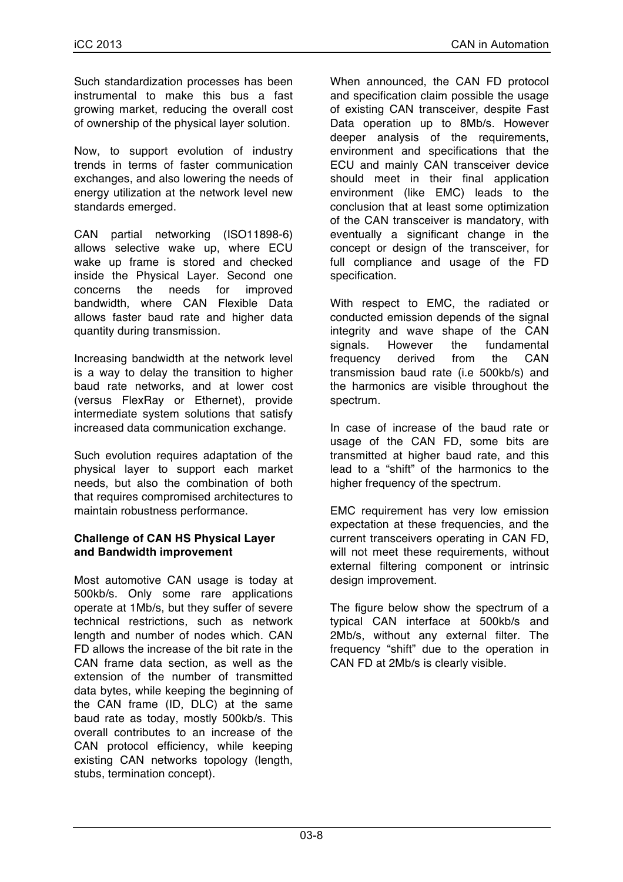Such standardization processes has been instrumental to make this bus a fast growing market, reducing the overall cost of ownership of the physical layer solution.

Now, to support evolution of industry trends in terms of faster communication exchanges, and also lowering the needs of energy utilization at the network level new standards emerged.

CAN partial networking (ISO11898-6) allows selective wake up, where ECU wake up frame is stored and checked inside the Physical Layer. Second one concerns the needs for improved bandwidth, where CAN Flexible Data allows faster baud rate and higher data quantity during transmission.

Increasing bandwidth at the network level is a way to delay the transition to higher baud rate networks, and at lower cost (versus FlexRay or Ethernet), provide intermediate system solutions that satisfy increased data communication exchange.

Such evolution requires adaptation of the physical layer to support each market needs, but also the combination of both that requires compromised architectures to maintain robustness performance.

**Challenge of CAN HS Physical Layer and Bandwidth improvement**

Most automotive CAN usage is today at 500kb/s. Only some rare applications operate at 1Mb/s, but they suffer of severe technical restrictions, such as network length and number of nodes which. CAN FD allows the increase of the bit rate in the CAN frame data section, as well as the extension of the number of transmitted data bytes, while keeping the beginning of the CAN frame (ID, DLC) at the same baud rate as today, mostly 500kb/s. This overall contributes to an increase of the CAN protocol efficiency, while keeping existing CAN networks topology (length, stubs, termination concept).

When announced, the CAN FD protocol and specification claim possible the usage of existing CAN transceiver, despite Fast Data operation up to 8Mb/s. However deeper analysis of the requirements, environment and specifications that the ECU and mainly CAN transceiver device should meet in their final application environment (like EMC) leads to the conclusion that at least some optimization of the CAN transceiver is mandatory, with eventually a significant change in the concept or design of the transceiver, for full compliance and usage of the FD specification.

With respect to EMC, the radiated or conducted emission depends of the signal integrity and wave shape of the CAN signals. However the fundamental frequency derived from the CAN transmission baud rate (i.e 500kb/s) and the harmonics are visible throughout the spectrum.

In case of increase of the baud rate or usage of the CAN FD, some bits are transmitted at higher baud rate, and this lead to a “shift” of the harmonics to the higher frequency of the spectrum.

EMC requirement has very low emission expectation at these frequencies, and the current transceivers operating in CAN FD, will not meet these requirements, without external filtering component or intrinsic design improvement.

The figure below show the spectrum of a typical CAN interface at 500kb/s and 2Mb/s, without any external filter. The frequency “shift” due to the operation in CAN FD at 2Mb/s is clearly visible.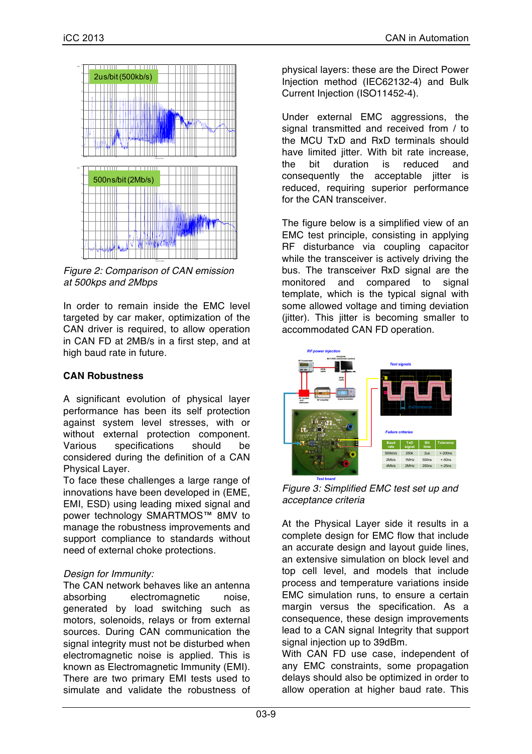*Figure 2: Comparison of CAN emission at 500kps and 2Mbps*

In order to remain inside the EMC level targeted by car maker, optimization of the CAN driver is required, to allow operation in CAN FD at 2MB/s in a first step, and at high baud rate in future.

## CAN Robustness

A significant evolution of physical layer performance has been its self protection against system level stresses, with or without external protection component. Various specifications should be considered during the definition of a CAN Physical Layer.
To face these challenges a large range of innovations have been developed in (EME, EMI, ESD) using leading mixed signal and power technology SMARTMOS™ 8MV to manage the robustness improvements and support compliance to standards without need of external choke protections.

*Design for Immunity:*
The CAN network behaves like an antenna absorbing electromagnetic noise, generated by load switching such as motors, solenoids, relays or from external sources. During CAN communication the signal integrity must not be disturbed when electromagnetic noise is applied. This is known as Electromagnetic Immunity (EMI). There are two primary EMI tests used to simulate and validate the robustness of physical layers: these are the Direct Power Injection method (IEC62132-4) and Bulk Current Injection (ISO11452-4).

Under external EMC aggressions, the signal transmitted and received from / to the MCU TxD and RxD terminals should have limited jitter. With bit rate increase, the bit duration is reduced and consequently the acceptable jitter is reduced, requiring superior performance for the CAN transceiver.

The figure below is a simplified view of an EMC test principle, consisting in applying RF disturbance via coupling capacitor while the transceiver is actively driving the bus. The transceiver RxD signal are the monitored and compared to signal template, which is the typical signal with some allowed voltage and timing deviation (jitter). This jitter is becoming smaller to accommodated CAN FD operation.

| Baud rate | TxD signal | Bit time | Tolerance |
|---|---|---|---|
| 500kb/s | 250k | 2us | +-200ns |
| 2Mb/s | 1MHz | 500ns | +-50ns |
| 4Mb/s | 2MHz | 250ns | +-25ns |

*Figure 3: Simplified EMC test set up and acceptance criteria*

At the Physical Layer side it results in a complete design for EMC flow that include an accurate design and layout guide lines, an extensive simulation on block level and top cell level, and models that include process and temperature variations inside EMC simulation runs, to ensure a certain margin versus the specification. As a consequence, these design improvements lead to a CAN signal Integrity that support signal injection up to 39dBm.
With CAN FD use case, independent of any EMC constraints, some propagation delays should also be optimized in order to allow operation at higher baud rate. This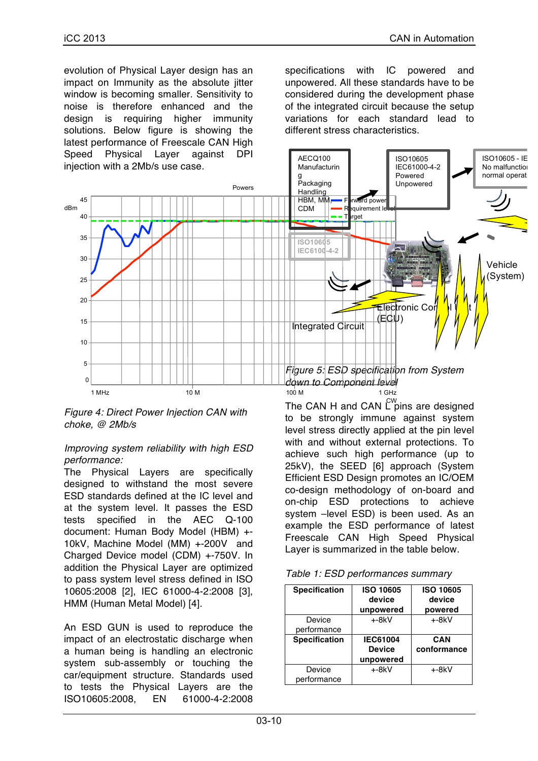evolution of Physical Layer design has an impact on Immunity as the absolute jitter window is becoming smaller. Sensitivity to noise is therefore enhanced and the design is requiring higher immunity solutions. Below figure is showing the latest performance of Freescale CAN High Speed Physical Layer against DPI injection with a 2Mb/s use case.

*Figure 4: Direct Power Injection CAN with choke, @ 2Mb/s*

*Improving system reliability with high ESD performance:*

The Physical Layers are specifically designed to withstand the most severe ESD standards defined at the IC level and at the system level. It passes the ESD tests specified in the AEC Q-100 document: Human Body Model (HBM) +-10kV, Machine Model (MM) +-200V and Charged Device model (CDM) +-750V. In addition the Physical Layer are optimized to pass system level stress defined in ISO 10605:2008 [2], IEC 61000-4-2:2008 [3], HMM (Human Metal Model) [4].

An ESD GUN is used to reproduce the impact of an electrostatic discharge when a human being is handling an electronic system sub-assembly or touching the car/equipment structure. Standards used to tests the Physical Layers are the ISO10605:2008, EN 61000-4-2:2008 specifications with IC powered and unpowered. All these standards have to be considered during the development phase of the integrated circuit because the setup variations for each standard lead to different stress characteristics.

*Figure 5: ESD specification from System down to Component level*

The CAN H and CAN L pins are designed to be strongly immune against system level stress directly applied at the pin level with and without external protections. To achieve such high performance (up to 25kV), the SEED [6] approach (System Efficient ESD Design promotes an IC/OEM co-design methodology of on-board and on-chip ESD protections to achieve system –level ESD) is been used. As an example the ESD performance of latest Freescale CAN High Speed Physical Layer is summarized in the table below.

*Table 1: ESD performances summary*

| Specification | ISO 10605 device unpowered | ISO 10605 device powered |
|---|---|---|
| Device performance | +-8kV | +-8kV |
| **Specification** | **IEC61004 Device unpowered** | **CAN conformance** |
| Device performance | +-8kV | +-8kV |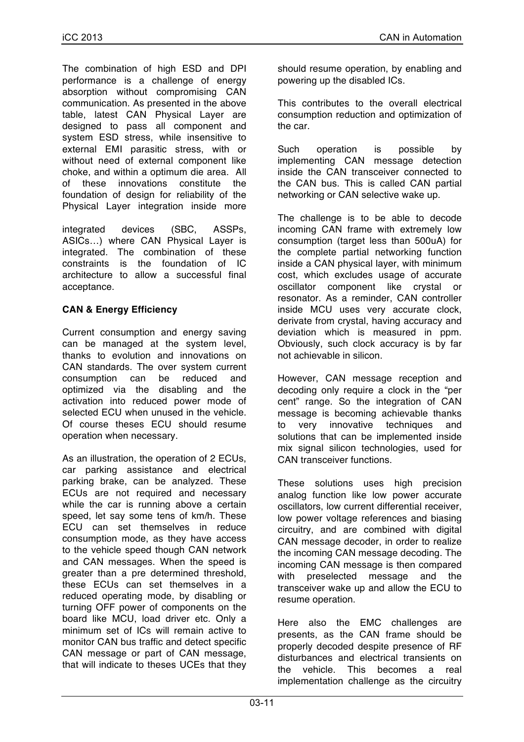The combination of high ESD and DPI performance is a challenge of energy absorption without compromising CAN communication. As presented in the above table, latest CAN Physical Layer are designed to pass all component and system ESD stress, while insensitive to external EMI parasitic stress, with or without need of external component like choke, and within a optimum die area. All of these innovations constitute the foundation of design for reliability of the Physical Layer integration inside more integrated devices (SBC, ASSPs, ASICs…) where CAN Physical Layer is integrated. The combination of these constraints is the foundation of IC architecture to allow a successful final acceptance.

**CAN & Energy Efficiency**

Current consumption and energy saving can be managed at the system level, thanks to evolution and innovations on CAN standards. The over system current consumption can be reduced and optimized via the disabling and the activation into reduced power mode of selected ECU when unused in the vehicle. Of course theses ECU should resume operation when necessary.

As an illustration, the operation of 2 ECUs, car parking assistance and electrical parking brake, can be analyzed. These ECUs are not required and necessary while the car is running above a certain speed, let say some tens of km/h. These ECU can set themselves in reduce consumption mode, as they have access to the vehicle speed though CAN network and CAN messages. When the speed is greater than a pre determined threshold, these ECUs can set themselves in a reduced operating mode, by disabling or turning OFF power of components on the board like MCU, load driver etc. Only a minimum set of ICs will remain active to monitor CAN bus traffic and detect specific CAN message or part of CAN message, that will indicate to theses UCEs that they should resume operation, by enabling and powering up the disabled ICs.

This contributes to the overall electrical consumption reduction and optimization of the car.

Such operation is possible by implementing CAN message detection inside the CAN transceiver connected to the CAN bus. This is called CAN partial networking or CAN selective wake up.

The challenge is to be able to decode incoming CAN frame with extremely low consumption (target less than 500uA) for the complete partial networking function inside a CAN physical layer, with minimum cost, which excludes usage of accurate oscillator component like crystal or resonator. As a reminder, CAN controller inside MCU uses very accurate clock, derivate from crystal, having accuracy and deviation which is measured in ppm. Obviously, such clock accuracy is by far not achievable in silicon.

However, CAN message reception and decoding only require a clock in the "per cent" range. So the integration of CAN message is becoming achievable thanks to very innovative techniques and solutions that can be implemented inside mix signal silicon technologies, used for CAN transceiver functions.

These solutions uses high precision analog function like low power accurate oscillators, low current differential receiver, low power voltage references and biasing circuitry, and are combined with digital CAN message decoder, in order to realize the incoming CAN message decoding. The incoming CAN message is then compared with preselected message and the transceiver wake up and allow the ECU to resume operation.

Here also the EMC challenges are presents, as the CAN frame should be properly decoded despite presence of RF disturbances and electrical transients on the vehicle. This becomes a real implementation challenge as the circuitry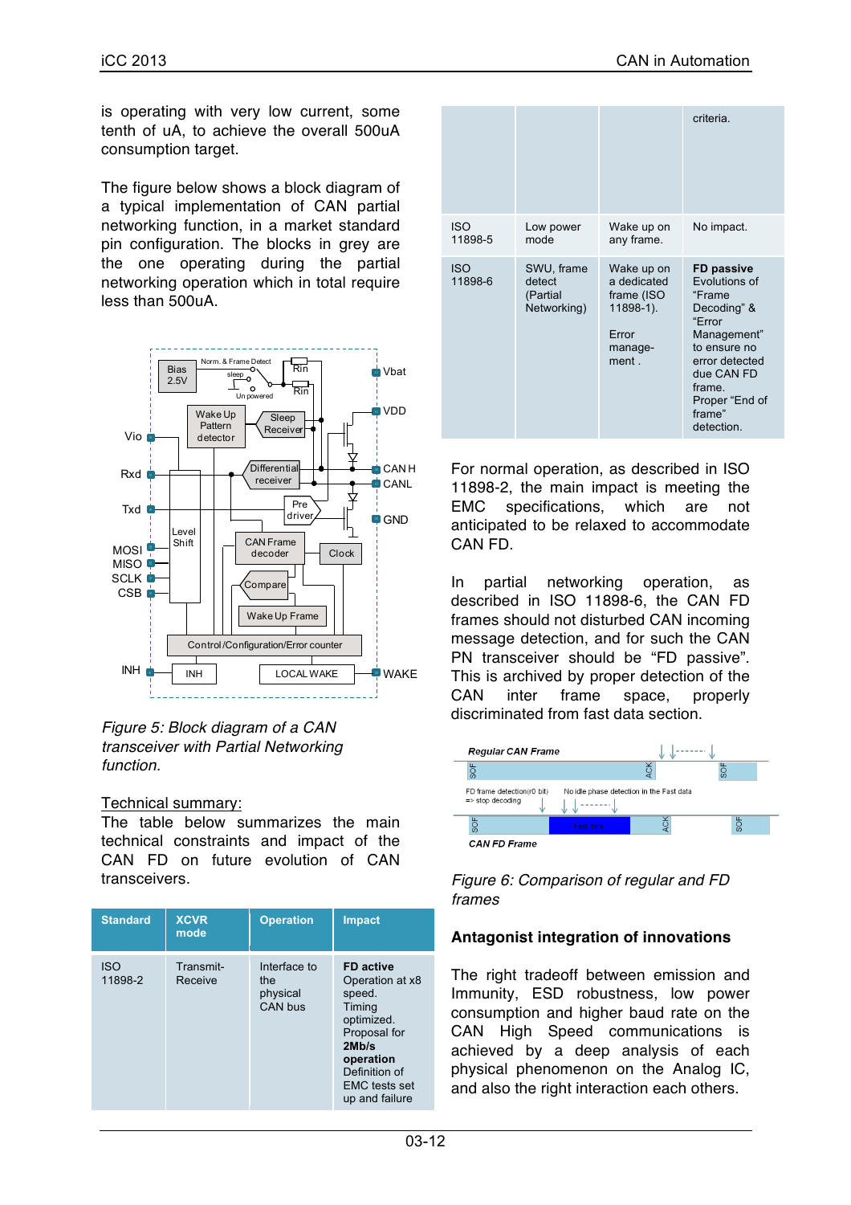is operating with very low current, some tenth of uA, to achieve the overall 500uA consumption target.

The figure below shows a block diagram of a typical implementation of CAN partial networking function, in a market standard pin configuration. The blocks in grey are the one operating during the partial networking operation which in total require less than 500uA.

*Figure 5: Block diagram of a CAN transceiver with Partial Networking function.*

Technical summary:
The table below summarizes the main technical constraints and impact of the CAN FD on future evolution of CAN transceivers.

| Standard | XCVR mode | Operation | Impact |
|---|---|---|---|
| ISO 11898-2 | Transmit-Receive | Interface to the physical CAN bus | **FD active** Operation at x8 speed. Timing optimized. Proposal for **2Mb/s operation** Definition of EMC tests set up and failure criteria. |
| ISO 11898-5 | Low power mode | Wake up on any frame. | No impact. |
| ISO 11898-6 | SWU, frame detect (Partial Networking) | Wake up on a dedicated frame (ISO 11898-1). Error manage-ment . | **FD passive** Evolutions of "Frame Decoding" & "Error Management" to ensure no error detected due CAN FD frame. Proper "End of frame" detection. |

For normal operation, as described in ISO 11898-2, the main impact is meeting the EMC specifications, which are not anticipated to be relaxed to accommodate CAN FD.

In partial networking operation, as described in ISO 11898-6, the CAN FD frames should not disturbed CAN incoming message detection, and for such the CAN PN transceiver should be "FD passive". This is archived by proper detection of the CAN inter frame space, properly discriminated from fast data section.

*Figure 6: Comparison of regular and FD frames*

## Antagonist integration of innovations

The right tradeoff between emission and Immunity, ESD robustness, low power consumption and higher baud rate on the CAN High Speed communications is achieved by a deep analysis of each physical phenomenon on the Analog IC, and also the right interaction each others.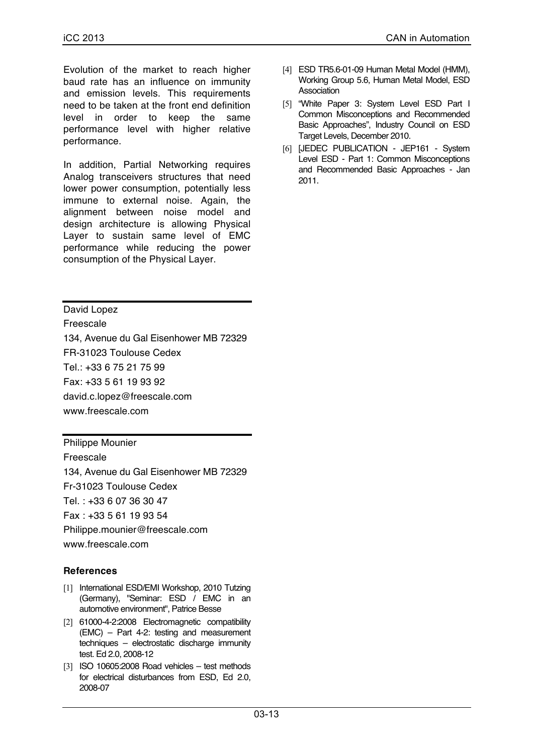Evolution of the market to reach higher baud rate has an influence on immunity and emission levels. This requirements need to be taken at the front end definition level in order to keep the same performance level with higher relative performance.

In addition, Partial Networking requires Analog transceivers structures that need lower power consumption, potentially less immune to external noise. Again, the alignment between noise model and design architecture is allowing Physical Layer to sustain same level of EMC performance while reducing the power consumption of the Physical Layer.

---

David Lopez
Freescale
134, Avenue du Gal Eisenhower MB 72329
FR-31023 Toulouse Cedex
Tel.: +33 6 75 21 75 99
Fax: +33 5 61 19 93 92
david.c.lopez@freescale.com
www.freescale.com

---

Philippe Mounier
Freescale
134, Avenue du Gal Eisenhower MB 72329
Fr-31023 Toulouse Cedex
Tel. : +33 6 07 36 30 47
Fax : +33 5 61 19 93 54
Philippe.mounier@freescale.com
www.freescale.com

### References

[1] International ESD/EMI Workshop, 2010 Tutzing (Germany), "Seminar: ESD / EMC in an automotive environment", Patrice Besse

[2] 61000-4-2:2008 Electromagnetic compatibility (EMC) – Part 4-2: testing and measurement techniques – electrostatic discharge immunity test. Ed 2.0, 2008-12

[3] ISO 10605:2008 Road vehicles – test methods for electrical disturbances from ESD, Ed 2.0, 2008-07

[4] ESD TR5.6-01-09 Human Metal Model (HMM), Working Group 5.6, Human Metal Model, ESD Association

[5] "White Paper 3: System Level ESD Part I Common Misconceptions and Recommended Basic Approaches", Industry Council on ESD Target Levels, December 2010.

[6] [JEDEC PUBLICATION - JEP161 - System Level ESD - Part 1: Common Misconceptions and Recommended Basic Approaches - Jan 2011.